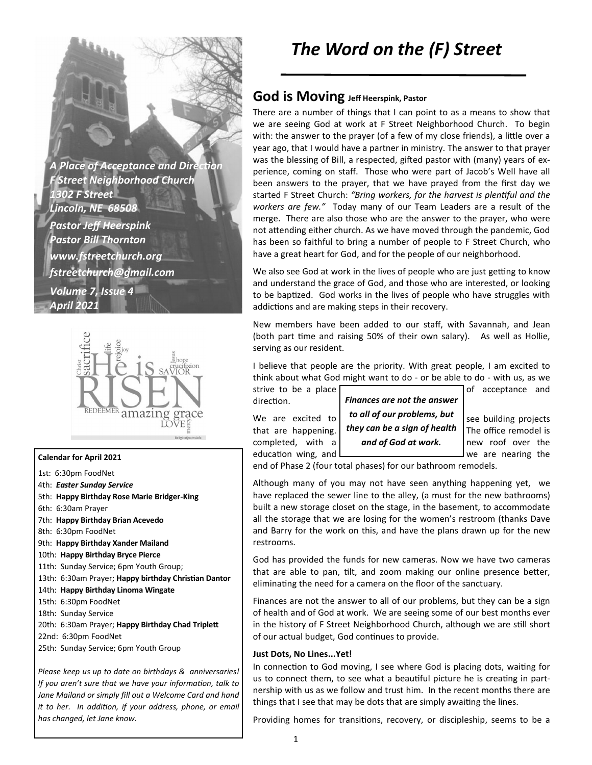*A Place of Acceptance and Direction*
*F Street Neighborhood Church*
*1302 F Street*
*Lincoln, NE 68508*
*Pastor Jeff Heerspink*
*Pastor Bill Thornton*
*www.fstreetchurch.org*
*fstreetchurch@gmail.com*
*Volume 7, Issue 4*
*April 2021*

**Calendar for April 2021**

1st: 6:30pm FoodNet
4th: ***Easter Sunday Service***
5th: **Happy Birthday Rose Marie Bridger-King**
6th: 6:30am Prayer
7th: **Happy Birthday Brian Acevedo**
8th: 6:30pm FoodNet
9th: **Happy Birthday Xander Mailand**
10th: **Happy Birthday Bryce Pierce**
11th: Sunday Service; 6pm Youth Group;
13th: 6:30am Prayer; **Happy birthday Christian Dantor**
14th: **Happy Birthday Linoma Wingate**
15th: 6:30pm FoodNet
18th: Sunday Service
20th: 6:30am Prayer; **Happy Birthday Chad Triplett**
22nd: 6:30pm FoodNet
25th: Sunday Service; 6pm Youth Group

*Please keep us up to date on birthdays & anniversaries! If you aren't sure that we have your information, talk to Jane Mailand or simply fill out a Welcome Card and hand it to her. In addition, if your address, phone, or email has changed, let Jane know.*

# The Word on the (F) Street

## God is Moving Jeff Heerspink, Pastor

There are a number of things that I can point to as a means to show that we are seeing God at work at F Street Neighborhood Church. To begin with: the answer to the prayer (of a few of my close friends), a little over a year ago, that I would have a partner in ministry. The answer to that prayer was the blessing of Bill, a respected, gifted pastor with (many) years of experience, coming on staff. Those who were part of Jacob's Well have all been answers to the prayer, that we have prayed from the first day we started F Street Church: *"Bring workers, for the harvest is plentiful and the workers are few."* Today many of our Team Leaders are a result of the merge. There are also those who are the answer to the prayer, who were not attending either church. As we have moved through the pandemic, God has been so faithful to bring a number of people to F Street Church, who have a great heart for God, and for the people of our neighborhood.

We also see God at work in the lives of people who are just getting to know and understand the grace of God, and those who are interested, or looking to be baptized. God works in the lives of people who have struggles with addictions and are making steps in their recovery.

New members have been added to our staff, with Savannah, and Jean (both part time and raising 50% of their own salary). As well as Hollie, serving as our resident.

I believe that people are the priority. With great people, I am excited to think about what God might want to do - or be able to do - with us, as we strive to be a place of acceptance and direction.

> ***Finances are not the answer to all of our problems, but they can be a sign of health and of God at work.***

We are excited to see building projects that are happening. The office remodel is completed, with a new roof over the education wing, and we are nearing the end of Phase 2 (four total phases) for our bathroom remodels.

Although many of you may not have seen anything happening yet, we have replaced the sewer line to the alley, (a must for the new bathrooms) built a new storage closet on the stage, in the basement, to accommodate all the storage that we are losing for the women's restroom (thanks Dave and Barry for the work on this, and have the plans drawn up for the new restrooms.

God has provided the funds for new cameras. Now we have two cameras that are able to pan, tilt, and zoom making our online presence better, eliminating the need for a camera on the floor of the sanctuary.

Finances are not the answer to all of our problems, but they can be a sign of health and of God at work. We are seeing some of our best months ever in the history of F Street Neighborhood Church, although we are still short of our actual budget, God continues to provide.

**Just Dots, No Lines...Yet!**

In connection to God moving, I see where God is placing dots, waiting for us to connect them, to see what a beautiful picture he is creating in partnership with us as we follow and trust him. In the recent months there are things that I see that may be dots that are simply awaiting the lines.

Providing homes for transitions, recovery, or discipleship, seems to be a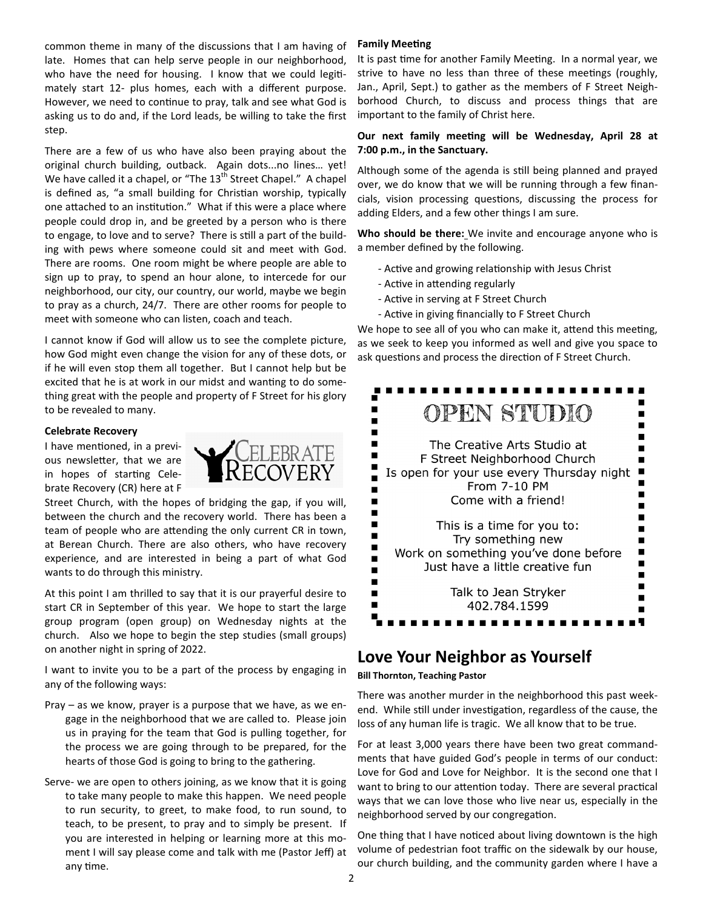common theme in many of the discussions that I am having of late. Homes that can help serve people in our neighborhood, who have the need for housing. I know that we could legitimately start 12- plus homes, each with a different purpose. However, we need to continue to pray, talk and see what God is asking us to do and, if the Lord leads, be willing to take the first step.

There are a few of us who have also been praying about the original church building, outback. Again dots...no lines… yet! We have called it a chapel, or "The 13th Street Chapel." A chapel is defined as, "a small building for Christian worship, typically one attached to an institution." What if this were a place where people could drop in, and be greeted by a person who is there to engage, to love and to serve? There is still a part of the building with pews where someone could sit and meet with God. There are rooms. One room might be where people are able to sign up to pray, to spend an hour alone, to intercede for our neighborhood, our city, our country, our world, maybe we begin to pray as a church, 24/7. There are other rooms for people to meet with someone who can listen, coach and teach.

I cannot know if God will allow us to see the complete picture, how God might even change the vision for any of these dots, or if he will even stop them all together. But I cannot help but be excited that he is at work in our midst and wanting to do something great with the people and property of F Street for his glory to be revealed to many.

**Celebrate Recovery**

I have mentioned, in a previous newsletter, that we are in hopes of starting Celebrate Recovery (CR) here at F Street Church, with the hopes of bridging the gap, if you will, between the church and the recovery world. There has been a team of people who are attending the only current CR in town, at Berean Church. There are also others, who have recovery experience, and are interested in being a part of what God wants to do through this ministry.

At this point I am thrilled to say that it is our prayerful desire to start CR in September of this year. We hope to start the large group program (open group) on Wednesday nights at the church. Also we hope to begin the step studies (small groups) on another night in spring of 2022.

I want to invite you to be a part of the process by engaging in any of the following ways:

- Pray – as we know, prayer is a purpose that we have, as we engage in the neighborhood that we are called to. Please join us in praying for the team that God is pulling together, for the process we are going through to be prepared, for the hearts of those God is going to bring to the gathering.
- Serve- we are open to others joining, as we know that it is going to take many people to make this happen. We need people to run security, to greet, to make food, to run sound, to teach, to be present, to pray and to simply be present. If you are interested in helping or learning more at this moment I will say please come and talk with me (Pastor Jeff) at any time.

**Family Meeting**

It is past time for another Family Meeting. In a normal year, we strive to have no less than three of these meetings (roughly, Jan., April, Sept.) to gather as the members of F Street Neighborhood Church, to discuss and process things that are important to the family of Christ here.

**Our next family meeting will be Wednesday, April 28 at 7:00 p.m., in the Sanctuary.**

Although some of the agenda is still being planned and prayed over, we do know that we will be running through a few financials, vision processing questions, discussing the process for adding Elders, and a few other things I am sure.

**Who should be there:** We invite and encourage anyone who is a member defined by the following.

- Active and growing relationship with Jesus Christ
- Active in attending regularly
- Active in serving at F Street Church
- Active in giving financially to F Street Church

We hope to see all of you who can make it, attend this meeting, as we seek to keep you informed as well and give you space to ask questions and process the direction of F Street Church.

**OPEN STUDIO**

The Creative Arts Studio at
F Street Neighborhood Church
Is open for your use every Thursday night
From 7-10 PM
Come with a friend!

This is a time for you to:
Try something new
Work on something you've done before
Just have a little creative fun

Talk to Jean Stryker
402.784.1599

## Love Your Neighbor as Yourself

**Bill Thornton, Teaching Pastor**

There was another murder in the neighborhood this past weekend. While still under investigation, regardless of the cause, the loss of any human life is tragic. We all know that to be true.

For at least 3,000 years there have been two great commandments that have guided God's people in terms of our conduct: Love for God and Love for Neighbor. It is the second one that I want to bring to our attention today. There are several practical ways that we can love those who live near us, especially in the neighborhood served by our congregation.

One thing that I have noticed about living downtown is the high volume of pedestrian foot traffic on the sidewalk by our house, our church building, and the community garden where I have a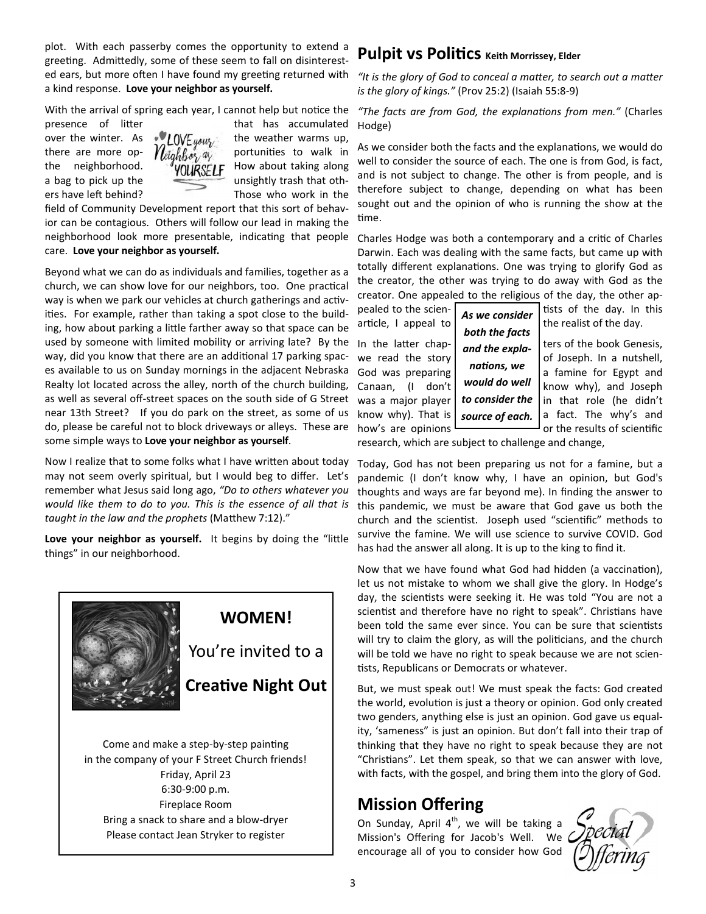plot. With each passerby comes the opportunity to extend a greeting. Admittedly, some of these seem to fall on disinterested ears, but more often I have found my greeting returned with a kind response. **Love your neighbor as yourself.**

With the arrival of spring each year, I cannot help but notice the presence of litter that has accumulated over the winter. As the weather warms up, there are more opportunities to walk in the neighborhood. How about taking along a bag to pick up the unsightly trash that others have left behind? Those who work in the field of Community Development report that this sort of behavior can be contagious. Others will follow our lead in making the neighborhood look more presentable, indicating that people care. **Love your neighbor as yourself.**

Beyond what we can do as individuals and families, together as a church, we can show love for our neighbors, too. One practical way is when we park our vehicles at church gatherings and activities. For example, rather than taking a spot close to the building, how about parking a little farther away so that space can be used by someone with limited mobility or arriving late? By the way, did you know that there are an additional 17 parking spaces available to us on Sunday mornings in the adjacent Nebraska Realty lot located across the alley, north of the church building, as well as several off-street spaces on the south side of G Street near 13th Street? If you do park on the street, as some of us do, please be careful not to block driveways or alleys. These are some simple ways to **Love your neighbor as yourself**.

Now I realize that to some folks what I have written about today may not seem overly spiritual, but I would beg to differ. Let's remember what Jesus said long ago, *"Do to others whatever you would like them to do to you. This is the essence of all that is taught in the law and the prophets* (Matthew 7:12)."

**Love your neighbor as yourself.** It begins by doing the "little things" in our neighborhood.

**WOMEN!**

You're invited to a

**Creative Night Out**

Come and make a step-by-step painting
in the company of your F Street Church friends!
Friday, April 23
6:30-9:00 p.m.
Fireplace Room
Bring a snack to share and a blow-dryer
Please contact Jean Stryker to register

## Pulpit vs Politics Keith Morrissey, Elder

*"It is the glory of God to conceal a matter, to search out a matter is the glory of kings."* (Prov 25:2) (Isaiah 55:8-9)

*"The facts are from God, the explanations from men."* (Charles Hodge)

As we consider both the facts and the explanations, we would do well to consider the source of each. The one is from God, is fact, and is not subject to change. The other is from people, and is therefore subject to change, depending on what has been sought out and the opinion of who is running the show at the time.

Charles Hodge was both a contemporary and a critic of Charles Darwin. Each was dealing with the same facts, but came up with totally different explanations. One was trying to glorify God as the creator, the other was trying to do away with God as the creator. One appealed to the religious of the day, the other appealed to the scientists of the day. In this article, I appeal to the realist of the day.

***As we consider both the facts and the explanations, we would do well to consider the source of each.***

In the latter chapters of the book Genesis, we read the story of Joseph. In a nutshell, God was preparing a famine for Egypt and Canaan, (I don't know why), and Joseph was a major player in that role (he didn't know why). That is a fact. The why's and how's are opinions or the results of scientific research, which are subject to challenge and change,

Today, God has not been preparing us not for a famine, but a pandemic (I don't know why, I have an opinion, but God's thoughts and ways are far beyond me). In finding the answer to this pandemic, we must be aware that God gave us both the church and the scientist. Joseph used "scientific" methods to survive the famine. We will use science to survive COVID. God has had the answer all along. It is up to the king to find it.

Now that we have found what God had hidden (a vaccination), let us not mistake to whom we shall give the glory. In Hodge's day, the scientists were seeking it. He was told "You are not a scientist and therefore have no right to speak". Christians have been told the same ever since. You can be sure that scientists will try to claim the glory, as will the politicians, and the church will be told we have no right to speak because we are not scientists, Republicans or Democrats or whatever.

But, we must speak out! We must speak the facts: God created the world, evolution is just a theory or opinion. God only created two genders, anything else is just an opinion. God gave us equality, 'sameness" is just an opinion. But don't fall into their trap of thinking that they have no right to speak because they are not "Christians". Let them speak, so that we can answer with love, with facts, with the gospel, and bring them into the glory of God.

## Mission Offering

On Sunday, April 4th, we will be taking a Mission's Offering for Jacob's Well. We encourage all of you to consider how God

Special Offering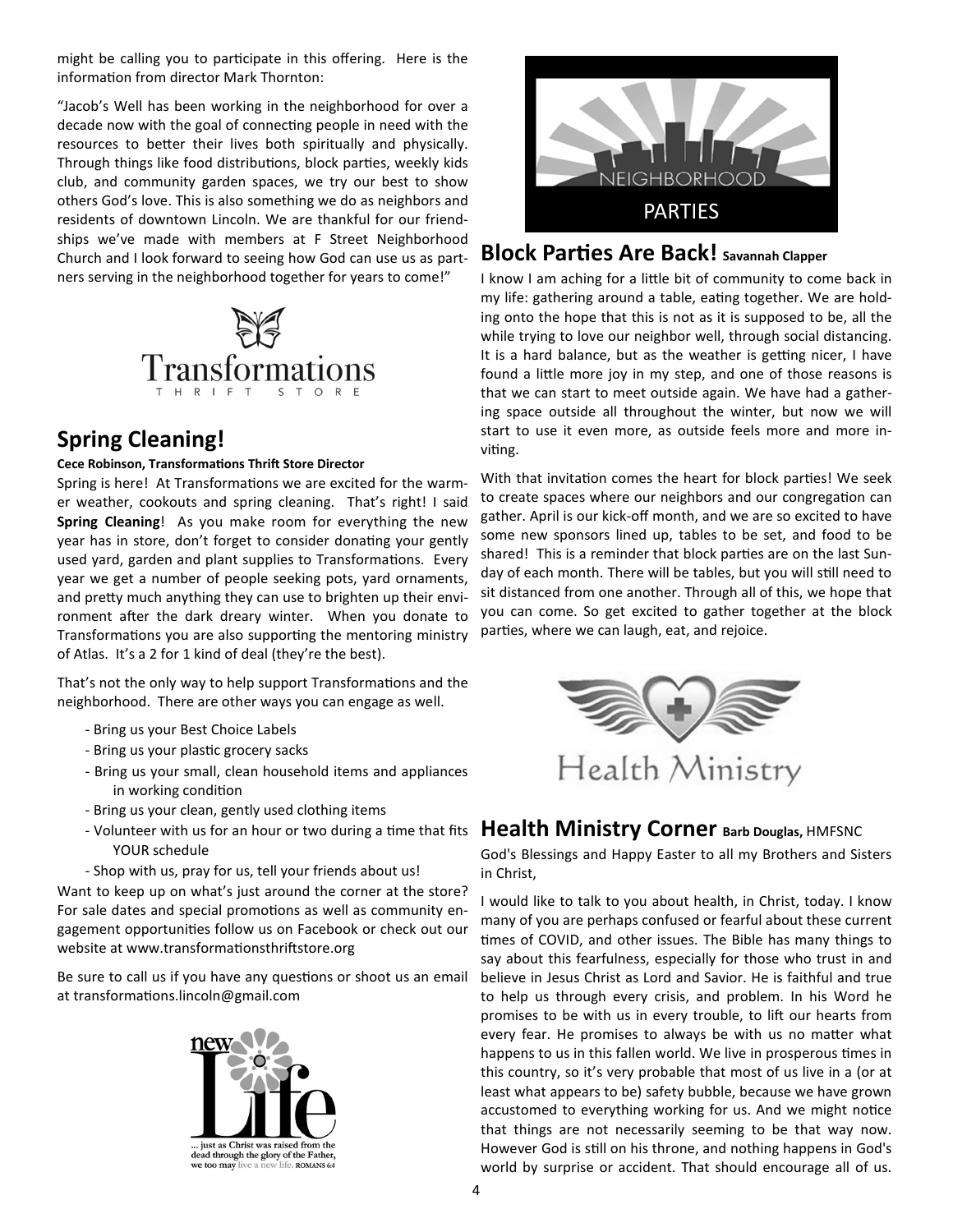might be calling you to participate in this offering. Here is the information from director Mark Thornton:

"Jacob's Well has been working in the neighborhood for over a decade now with the goal of connecting people in need with the resources to better their lives both spiritually and physically. Through things like food distributions, block parties, weekly kids club, and community garden spaces, we try our best to show others God's love. This is also something we do as neighbors and residents of downtown Lincoln. We are thankful for our friendships we've made with members at F Street Neighborhood Church and I look forward to seeing how God can use us as partners serving in the neighborhood together for years to come!"

## Spring Cleaning!

**Cece Robinson, Transformations Thrift Store Director**

Spring is here! At Transformations we are excited for the warmer weather, cookouts and spring cleaning. That's right! I said **Spring Cleaning**! As you make room for everything the new year has in store, don't forget to consider donating your gently used yard, garden and plant supplies to Transformations. Every year we get a number of people seeking pots, yard ornaments, and pretty much anything they can use to brighten up their environment after the dark dreary winter. When you donate to Transformations you are also supporting the mentoring ministry of Atlas. It's a 2 for 1 kind of deal (they're the best).

That's not the only way to help support Transformations and the neighborhood. There are other ways you can engage as well.

- Bring us your Best Choice Labels
- Bring us your plastic grocery sacks
- Bring us your small, clean household items and appliances in working condition
- Bring us your clean, gently used clothing items
- Volunteer with us for an hour or two during a time that fits YOUR schedule
- Shop with us, pray for us, tell your friends about us!

Want to keep up on what's just around the corner at the store? For sale dates and special promotions as well as community engagement opportunities follow us on Facebook or check out our website at www.transformationsthriftstore.org

Be sure to call us if you have any questions or shoot us an email at transformations.lincoln@gmail.com

## Block Parties Are Back! Savannah Clapper

I know I am aching for a little bit of community to come back in my life: gathering around a table, eating together. We are holding onto the hope that this is not as it is supposed to be, all the while trying to love our neighbor well, through social distancing. It is a hard balance, but as the weather is getting nicer, I have found a little more joy in my step, and one of those reasons is that we can start to meet outside again. We have had a gathering space outside all throughout the winter, but now we will start to use it even more, as outside feels more and more inviting.

With that invitation comes the heart for block parties! We seek to create spaces where our neighbors and our congregation can gather. April is our kick-off month, and we are so excited to have some new sponsors lined up, tables to be set, and food to be shared! This is a reminder that block parties are on the last Sunday of each month. There will be tables, but you will still need to sit distanced from one another. Through all of this, we hope that you can come. So get excited to gather together at the block parties, where we can laugh, eat, and rejoice.

## Health Ministry Corner Barb Douglas, HMFSNC

God's Blessings and Happy Easter to all my Brothers and Sisters in Christ,

I would like to talk to you about health, in Christ, today. I know many of you are perhaps confused or fearful about these current times of COVID, and other issues. The Bible has many things to say about this fearfulness, especially for those who trust in and believe in Jesus Christ as Lord and Savior. He is faithful and true to help us through every crisis, and problem. In his Word he promises to be with us in every trouble, to lift our hearts from every fear. He promises to always be with us no matter what happens to us in this fallen world. We live in prosperous times in this country, so it's very probable that most of us live in a (or at least what appears to be) safety bubble, because we have grown accustomed to everything working for us. And we might notice that things are not necessarily seeming to be that way now. However God is still on his throne, and nothing happens in God's world by surprise or accident. That should encourage all of us.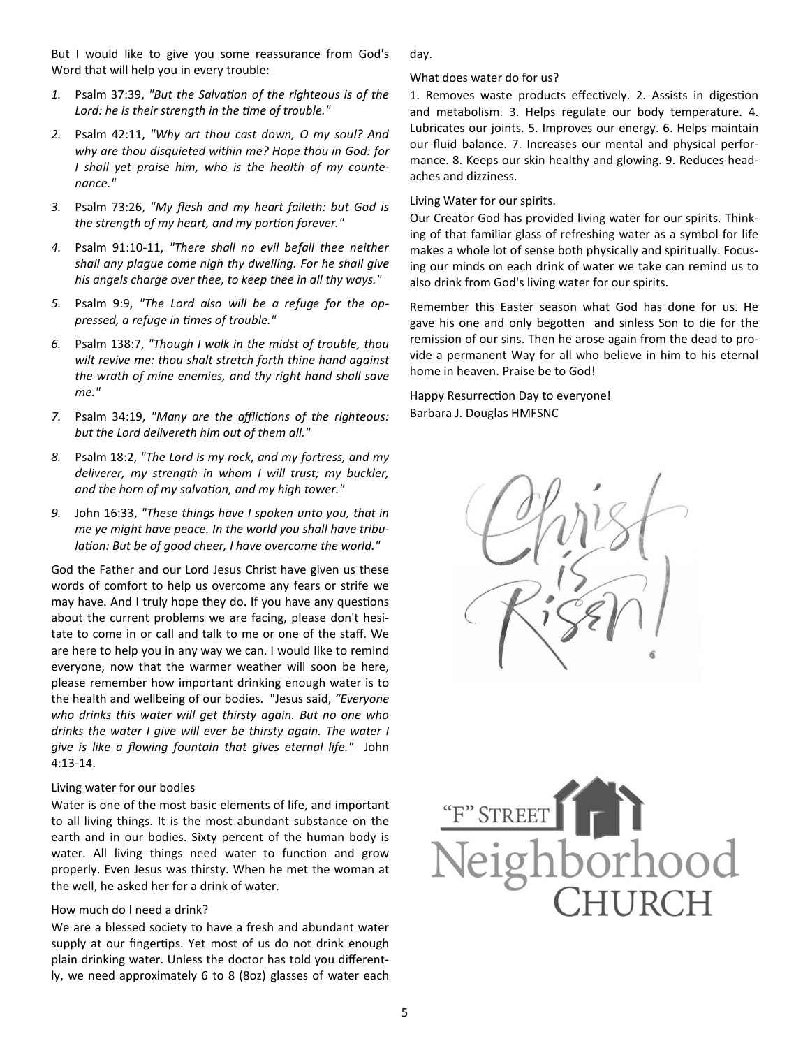But I would like to give you some reassurance from God's Word that will help you in every trouble:

1. Psalm 37:39, *"But the Salvation of the righteous is of the Lord: he is their strength in the time of trouble."*
2. Psalm 42:11, *"Why art thou cast down, O my soul? And why are thou disquieted within me? Hope thou in God: for I shall yet praise him, who is the health of my countenance."*
3. Psalm 73:26, *"My flesh and my heart faileth: but God is the strength of my heart, and my portion forever."*
4. Psalm 91:10-11, *"There shall no evil befall thee neither shall any plague come nigh thy dwelling. For he shall give his angels charge over thee, to keep thee in all thy ways."*
5. Psalm 9:9, *"The Lord also will be a refuge for the oppressed, a refuge in times of trouble."*
6. Psalm 138:7, *"Though I walk in the midst of trouble, thou wilt revive me: thou shalt stretch forth thine hand against the wrath of mine enemies, and thy right hand shall save me."*
7. Psalm 34:19, *"Many are the afflictions of the righteous: but the Lord delivereth him out of them all."*
8. Psalm 18:2, *"The Lord is my rock, and my fortress, and my deliverer, my strength in whom I will trust; my buckler, and the horn of my salvation, and my high tower."*
9. John 16:33, *"These things have I spoken unto you, that in me ye might have peace. In the world you shall have tribulation: But be of good cheer, I have overcome the world."*

God the Father and our Lord Jesus Christ have given us these words of comfort to help us overcome any fears or strife we may have. And I truly hope they do. If you have any questions about the current problems we are facing, please don't hesitate to come in or call and talk to me or one of the staff. We are here to help you in any way we can. I would like to remind everyone, now that the warmer weather will soon be here, please remember how important drinking enough water is to the health and wellbeing of our bodies. "Jesus said, *"Everyone who drinks this water will get thirsty again. But no one who drinks the water I give will ever be thirsty again. The water I give is like a flowing fountain that gives eternal life."* John 4:13-14.

Living water for our bodies

Water is one of the most basic elements of life, and important to all living things. It is the most abundant substance on the earth and in our bodies. Sixty percent of the human body is water. All living things need water to function and grow properly. Even Jesus was thirsty. When he met the woman at the well, he asked her for a drink of water.

How much do I need a drink?

We are a blessed society to have a fresh and abundant water supply at our fingertips. Yet most of us do not drink enough plain drinking water. Unless the doctor has told you differently, we need approximately 6 to 8 (8oz) glasses of water each day.

What does water do for us?

1. Removes waste products effectively. 2. Assists in digestion and metabolism. 3. Helps regulate our body temperature. 4. Lubricates our joints. 5. Improves our energy. 6. Helps maintain our fluid balance. 7. Increases our mental and physical performance. 8. Keeps our skin healthy and glowing. 9. Reduces headaches and dizziness.

Living Water for our spirits.

Our Creator God has provided living water for our spirits. Thinking of that familiar glass of refreshing water as a symbol for life makes a whole lot of sense both physically and spiritually. Focusing our minds on each drink of water we take can remind us to also drink from God's living water for our spirits.

Remember this Easter season what God has done for us. He gave his one and only begotten and sinless Son to die for the remission of our sins. Then he arose again from the dead to provide a permanent Way for all who believe in him to his eternal home in heaven. Praise be to God!

Happy Resurrection Day to everyone!
Barbara J. Douglas HMFSNC

Christ is Risen!

"F" STREET Neighborhood CHURCH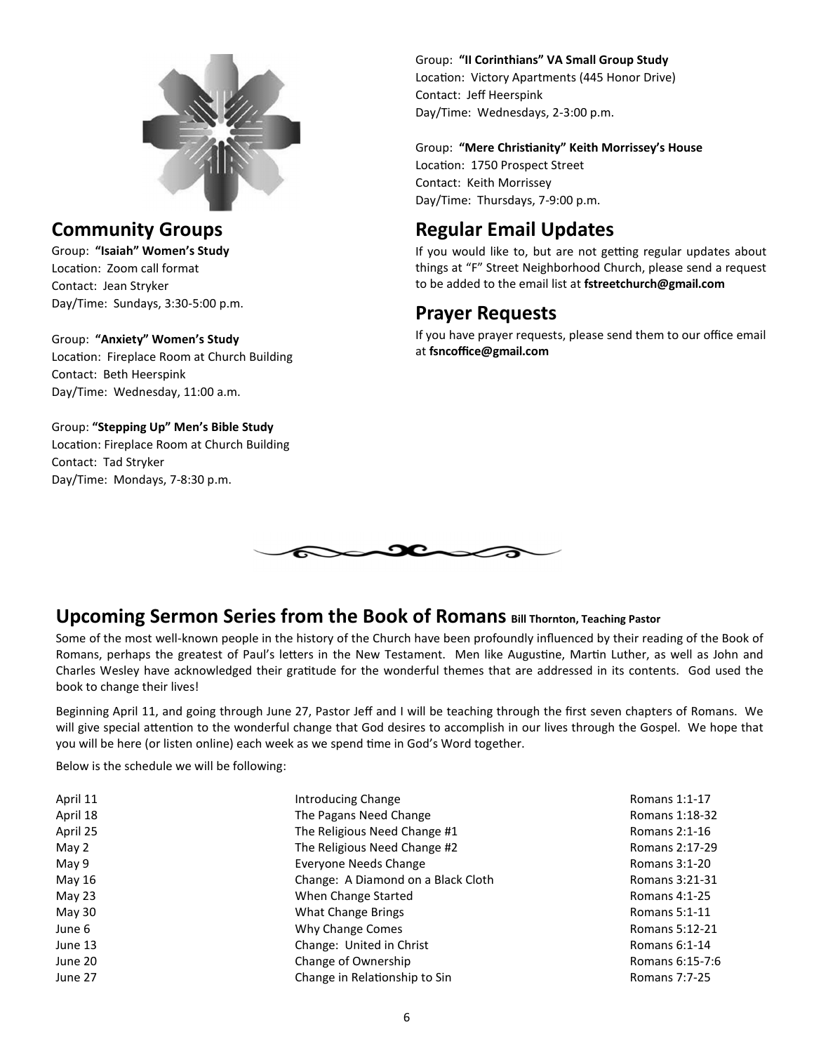## Community Groups

Group: **"Isaiah" Women's Study**
Location: Zoom call format
Contact: Jean Stryker
Day/Time: Sundays, 3:30-5:00 p.m.

Group: **"Anxiety" Women's Study**
Location: Fireplace Room at Church Building
Contact: Beth Heerspink
Day/Time: Wednesday, 11:00 a.m.

Group: **"Stepping Up" Men's Bible Study**
Location: Fireplace Room at Church Building
Contact: Tad Stryker
Day/Time: Mondays, 7-8:30 p.m.

Group: **"II Corinthians" VA Small Group Study**
Location: Victory Apartments (445 Honor Drive)
Contact: Jeff Heerspink
Day/Time: Wednesdays, 2-3:00 p.m.

Group: **"Mere Christianity" Keith Morrissey's House**
Location: 1750 Prospect Street
Contact: Keith Morrissey
Day/Time: Thursdays, 7-9:00 p.m.

## Regular Email Updates

If you would like to, but are not getting regular updates about things at "F" Street Neighborhood Church, please send a request to be added to the email list at **fstreetchurch@gmail.com**

## Prayer Requests

If you have prayer requests, please send them to our office email at **fsncoffice@gmail.com**

## Upcoming Sermon Series from the Book of Romans **Bill Thornton, Teaching Pastor**

Some of the most well-known people in the history of the Church have been profoundly influenced by their reading of the Book of Romans, perhaps the greatest of Paul's letters in the New Testament. Men like Augustine, Martin Luther, as well as John and Charles Wesley have acknowledged their gratitude for the wonderful themes that are addressed in its contents. God used the book to change their lives!

Beginning April 11, and going through June 27, Pastor Jeff and I will be teaching through the first seven chapters of Romans. We will give special attention to the wonderful change that God desires to accomplish in our lives through the Gospel. We hope that you will be here (or listen online) each week as we spend time in God's Word together.

Below is the schedule we will be following:

| | | |
|---|---|---|
| April 11 | Introducing Change | Romans 1:1-17 |
| April 18 | The Pagans Need Change | Romans 1:18-32 |
| April 25 | The Religious Need Change #1 | Romans 2:1-16 |
| May 2 | The Religious Need Change #2 | Romans 2:17-29 |
| May 9 | Everyone Needs Change | Romans 3:1-20 |
| May 16 | Change: A Diamond on a Black Cloth | Romans 3:21-31 |
| May 23 | When Change Started | Romans 4:1-25 |
| May 30 | What Change Brings | Romans 5:1-11 |
| June 6 | Why Change Comes | Romans 5:12-21 |
| June 13 | Change: United in Christ | Romans 6:1-14 |
| June 20 | Change of Ownership | Romans 6:15-7:6 |
| June 27 | Change in Relationship to Sin | Romans 7:7-25 |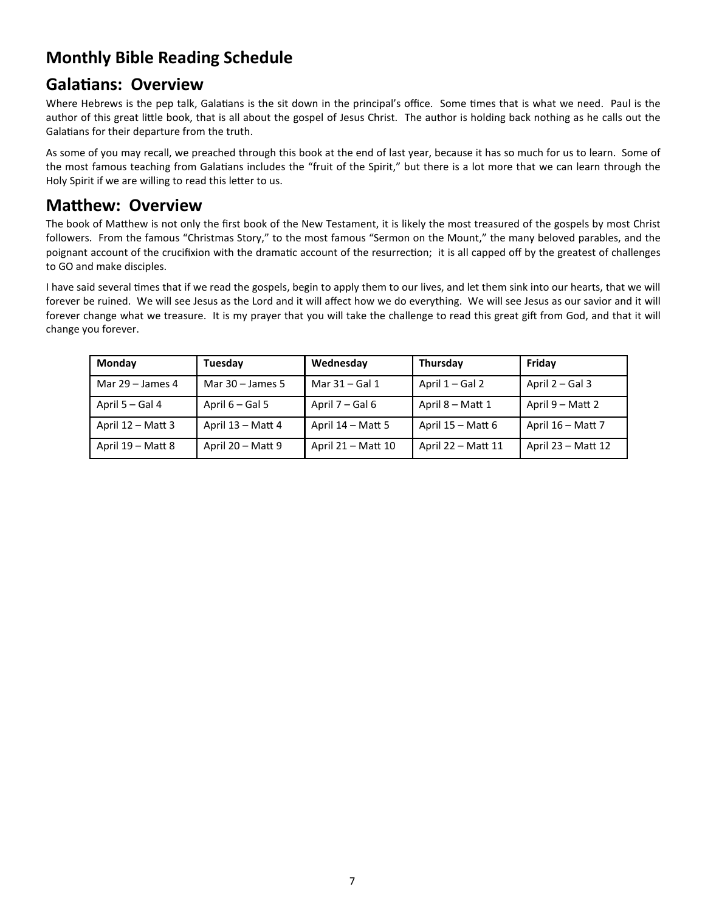# Monthly Bible Reading Schedule

## Galatians: Overview

Where Hebrews is the pep talk, Galatians is the sit down in the principal's office. Some times that is what we need. Paul is the author of this great little book, that is all about the gospel of Jesus Christ. The author is holding back nothing as he calls out the Galatians for their departure from the truth.

As some of you may recall, we preached through this book at the end of last year, because it has so much for us to learn. Some of the most famous teaching from Galatians includes the "fruit of the Spirit," but there is a lot more that we can learn through the Holy Spirit if we are willing to read this letter to us.

## Matthew: Overview

The book of Matthew is not only the first book of the New Testament, it is likely the most treasured of the gospels by most Christ followers. From the famous "Christmas Story," to the most famous "Sermon on the Mount," the many beloved parables, and the poignant account of the crucifixion with the dramatic account of the resurrection; it is all capped off by the greatest of challenges to GO and make disciples.

I have said several times that if we read the gospels, begin to apply them to our lives, and let them sink into our hearts, that we will forever be ruined. We will see Jesus as the Lord and it will affect how we do everything. We will see Jesus as our savior and it will forever change what we treasure. It is my prayer that you will take the challenge to read this great gift from God, and that it will change you forever.

| Monday | Tuesday | Wednesday | Thursday | Friday |
|---|---|---|---|---|
| Mar 29 – James 4 | Mar 30 – James 5 | Mar 31 – Gal 1 | April 1 – Gal 2 | April 2 – Gal 3 |
| April 5 – Gal 4 | April 6 – Gal 5 | April 7 – Gal 6 | April 8 – Matt 1 | April 9 – Matt 2 |
| April 12 – Matt 3 | April 13 – Matt 4 | April 14 – Matt 5 | April 15 – Matt 6 | April 16 – Matt 7 |
| April 19 – Matt 8 | April 20 – Matt 9 | April 21 – Matt 10 | April 22 – Matt 11 | April 23 – Matt 12 |